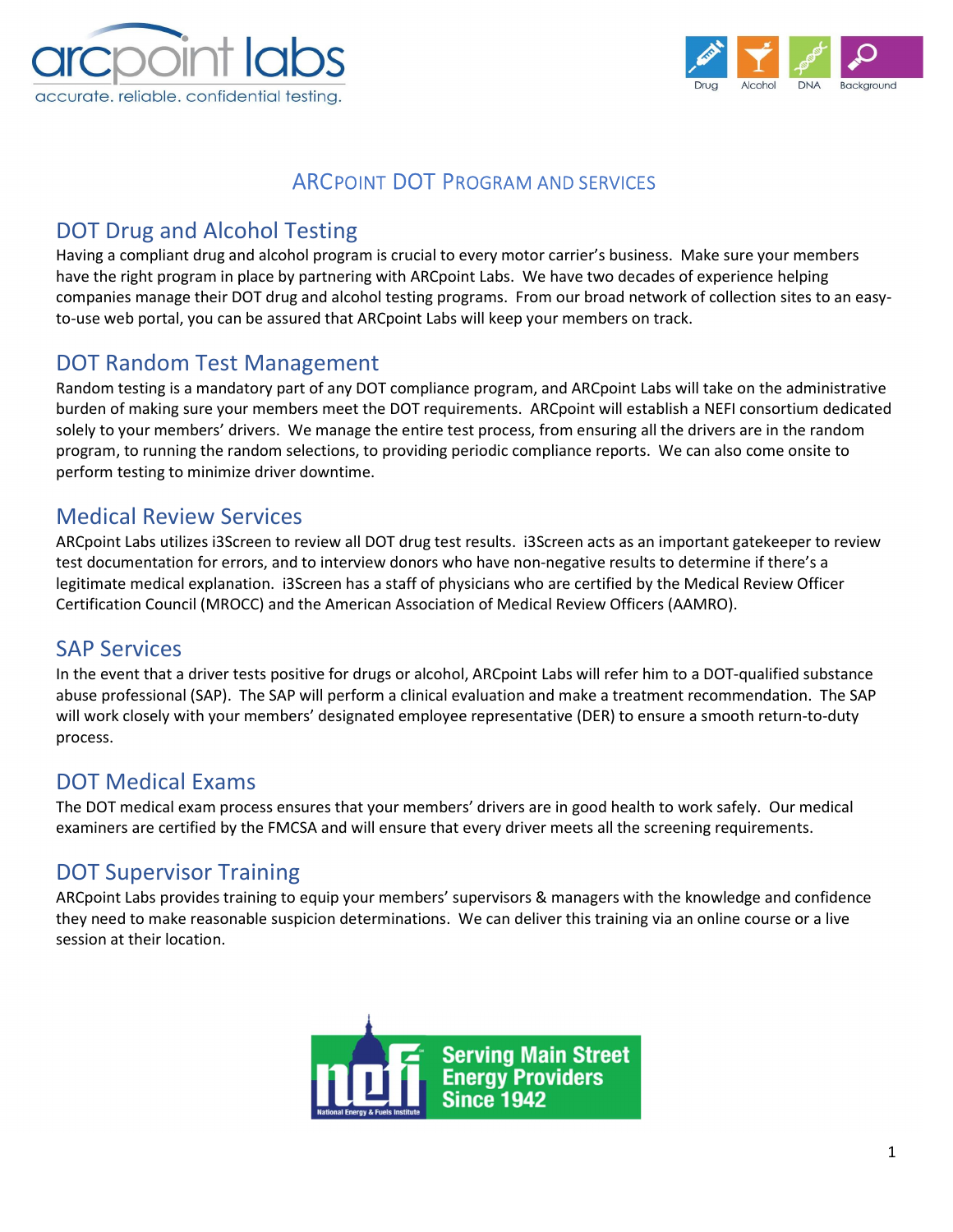# ARCPOINT DOT PROGRAM AND SERVICES

## DOT Drug and Alcohol Testing

Having a compliant drug and alcohol program is crucial to every motor carrier's business. Make sure your members have the right program in place by partnering with ARCpoint Labs. We have two decades of experience helping companies manage their DOT drug and alcohol testing programs. From our broad network of collection sites to an easy-to-use web portal, you can be assured that ARCpoint Labs will keep your members on track.

## DOT Random Test Management

Random testing is a mandatory part of any DOT compliance program, and ARCpoint Labs will take on the administrative burden of making sure your members meet the DOT requirements. ARCpoint will establish a NEFI consortium dedicated solely to your members' drivers. We manage the entire test process, from ensuring all the drivers are in the random program, to running the random selections, to providing periodic compliance reports. We can also come onsite to perform testing to minimize driver downtime.

## Medical Review Services

ARCpoint Labs utilizes i3Screen to review all DOT drug test results. i3Screen acts as an important gatekeeper to review test documentation for errors, and to interview donors who have non-negative results to determine if there's a legitimate medical explanation. i3Screen has a staff of physicians who are certified by the Medical Review Officer Certification Council (MROCC) and the American Association of Medical Review Officers (AAMRO).

## SAP Services

In the event that a driver tests positive for drugs or alcohol, ARCpoint Labs will refer him to a DOT-qualified substance abuse professional (SAP). The SAP will perform a clinical evaluation and make a treatment recommendation. The SAP will work closely with your members' designated employee representative (DER) to ensure a smooth return-to-duty process.

## DOT Medical Exams

The DOT medical exam process ensures that your members' drivers are in good health to work safely. Our medical examiners are certified by the FMCSA and will ensure that every driver meets all the screening requirements.

## DOT Supervisor Training

ARCpoint Labs provides training to equip your members' supervisors & managers with the knowledge and confidence they need to make reasonable suspicion determinations. We can deliver this training via an online course or a live session at their location.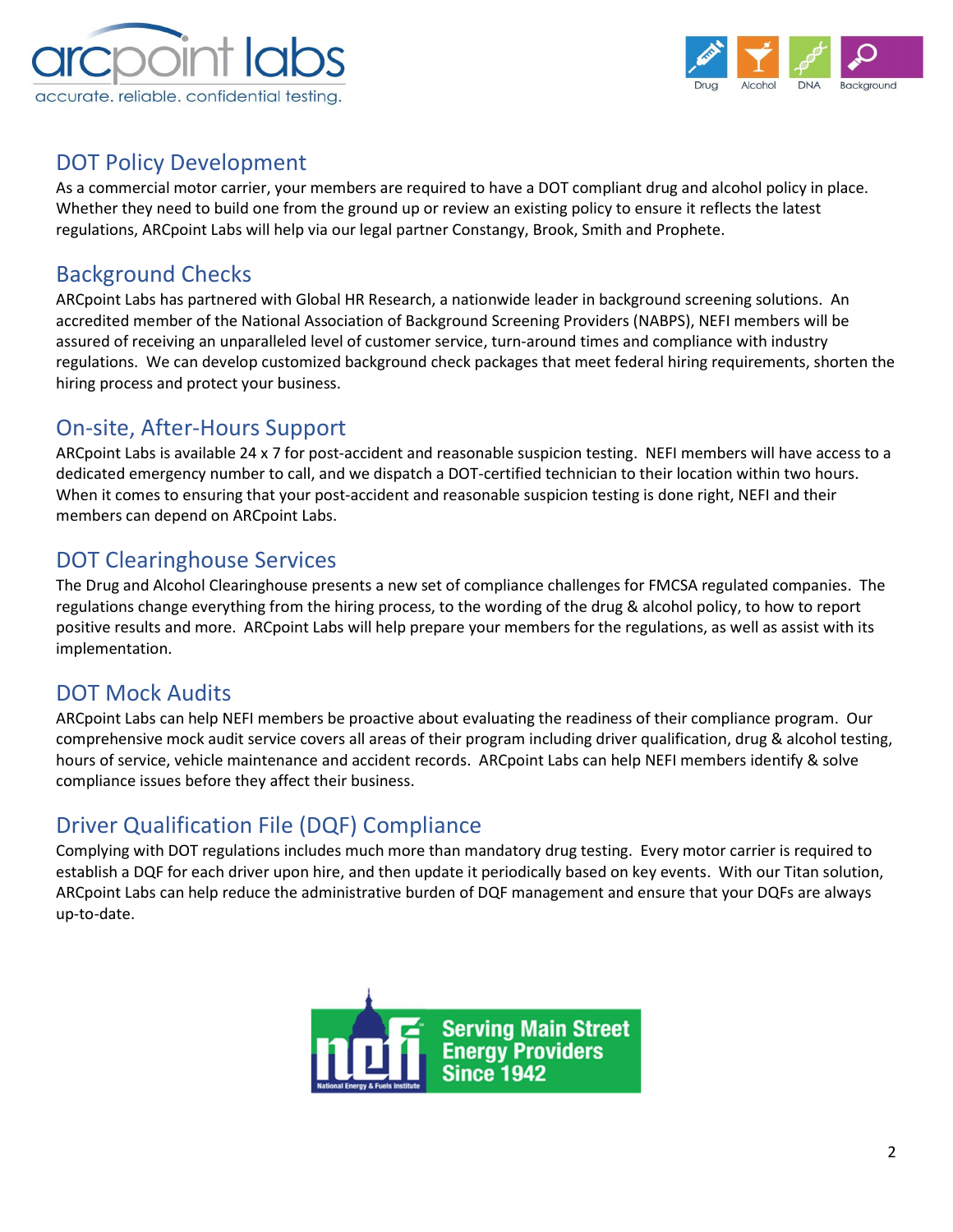## DOT Policy Development

As a commercial motor carrier, your members are required to have a DOT compliant drug and alcohol policy in place. Whether they need to build one from the ground up or review an existing policy to ensure it reflects the latest regulations, ARCpoint Labs will help via our legal partner Constangy, Brook, Smith and Prophete.

## Background Checks

ARCpoint Labs has partnered with Global HR Research, a nationwide leader in background screening solutions. An accredited member of the National Association of Background Screening Providers (NABPS), NEFI members will be assured of receiving an unparalleled level of customer service, turn-around times and compliance with industry regulations. We can develop customized background check packages that meet federal hiring requirements, shorten the hiring process and protect your business.

## On-site, After-Hours Support

ARCpoint Labs is available 24 x 7 for post-accident and reasonable suspicion testing. NEFI members will have access to a dedicated emergency number to call, and we dispatch a DOT-certified technician to their location within two hours. When it comes to ensuring that your post-accident and reasonable suspicion testing is done right, NEFI and their members can depend on ARCpoint Labs.

## DOT Clearinghouse Services

The Drug and Alcohol Clearinghouse presents a new set of compliance challenges for FMCSA regulated companies. The regulations change everything from the hiring process, to the wording of the drug & alcohol policy, to how to report positive results and more. ARCpoint Labs will help prepare your members for the regulations, as well as assist with its implementation.

## DOT Mock Audits

ARCpoint Labs can help NEFI members be proactive about evaluating the readiness of their compliance program. Our comprehensive mock audit service covers all areas of their program including driver qualification, drug & alcohol testing, hours of service, vehicle maintenance and accident records. ARCpoint Labs can help NEFI members identify & solve compliance issues before they affect their business.

## Driver Qualification File (DQF) Compliance

Complying with DOT regulations includes much more than mandatory drug testing. Every motor carrier is required to establish a DQF for each driver upon hire, and then update it periodically based on key events. With our Titan solution, ARCpoint Labs can help reduce the administrative burden of DQF management and ensure that your DQFs are always up-to-date.

Serving Main Street Energy Providers Since 1942